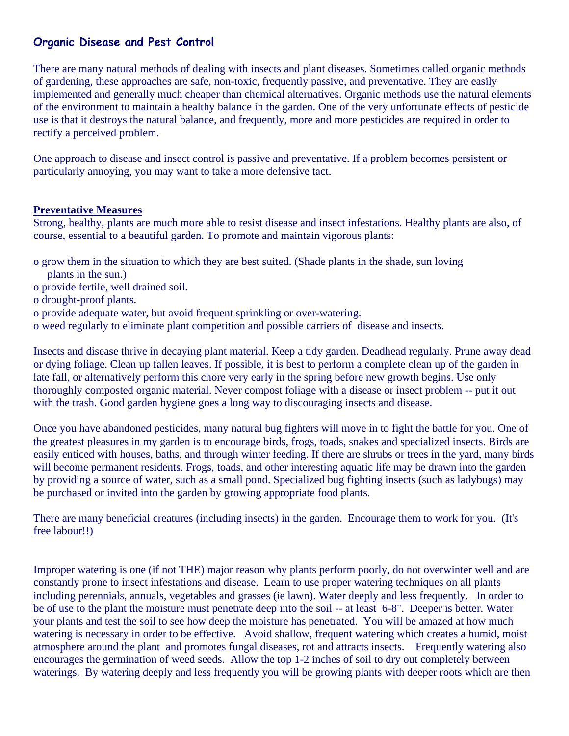## Organic Disease and Pest Control

There are many natural methods of dealing with insects and plant diseases. Sometimes called organic methods of gardening, these approaches are safe, non-toxic, frequently passive, and preventative. They are easily implemented and generally much cheaper than chemical alternatives. Organic methods use the natural elements of the environment to maintain a healthy balance in the garden. One of the very unfortunate effects of pesticide use is that it destroys the natural balance, and frequently, more and more pesticides are required in order to rectify a perceived problem.

One approach to disease and insect control is passive and preventative. If a problem becomes persistent or particularly annoying, you may want to take a more defensive tact.

### Preventative Measures

Strong, healthy, plants are much more able to resist disease and insect infestations. Healthy plants are also, of course, essential to a beautiful garden. To promote and maintain vigorous plants:

- grow them in the situation to which they are best suited. (Shade plants in the shade, sun loving plants in the sun.)
- provide fertile, well drained soil.
- drought-proof plants.
- provide adequate water, but avoid frequent sprinkling or over-watering.
- weed regularly to eliminate plant competition and possible carriers of disease and insects.

Insects and disease thrive in decaying plant material. Keep a tidy garden. Deadhead regularly. Prune away dead or dying foliage. Clean up fallen leaves. If possible, it is best to perform a complete clean up of the garden in late fall, or alternatively perform this chore very early in the spring before new growth begins. Use only thoroughly composted organic material. Never compost foliage with a disease or insect problem -- put it out with the trash. Good garden hygiene goes a long way to discouraging insects and disease.

Once you have abandoned pesticides, many natural bug fighters will move in to fight the battle for you. One of the greatest pleasures in my garden is to encourage birds, frogs, toads, snakes and specialized insects. Birds are easily enticed with houses, baths, and through winter feeding. If there are shrubs or trees in the yard, many birds will become permanent residents. Frogs, toads, and other interesting aquatic life may be drawn into the garden by providing a source of water, such as a small pond. Specialized bug fighting insects (such as ladybugs) may be purchased or invited into the garden by growing appropriate food plants.

There are many beneficial creatures (including insects) in the garden. Encourage them to work for you. (It's free labour!!)

Improper watering is one (if not THE) major reason why plants perform poorly, do not overwinter well and are constantly prone to insect infestations and disease. Learn to use proper watering techniques on all plants including perennials, annuals, vegetables and grasses (ie lawn). Water deeply and less frequently. In order to be of use to the plant the moisture must penetrate deep into the soil -- at least 6-8". Deeper is better. Water your plants and test the soil to see how deep the moisture has penetrated. You will be amazed at how much watering is necessary in order to be effective. Avoid shallow, frequent watering which creates a humid, moist atmosphere around the plant and promotes fungal diseases, rot and attracts insects. Frequently watering also encourages the germination of weed seeds. Allow the top 1-2 inches of soil to dry out completely between waterings. By watering deeply and less frequently you will be growing plants with deeper roots which are then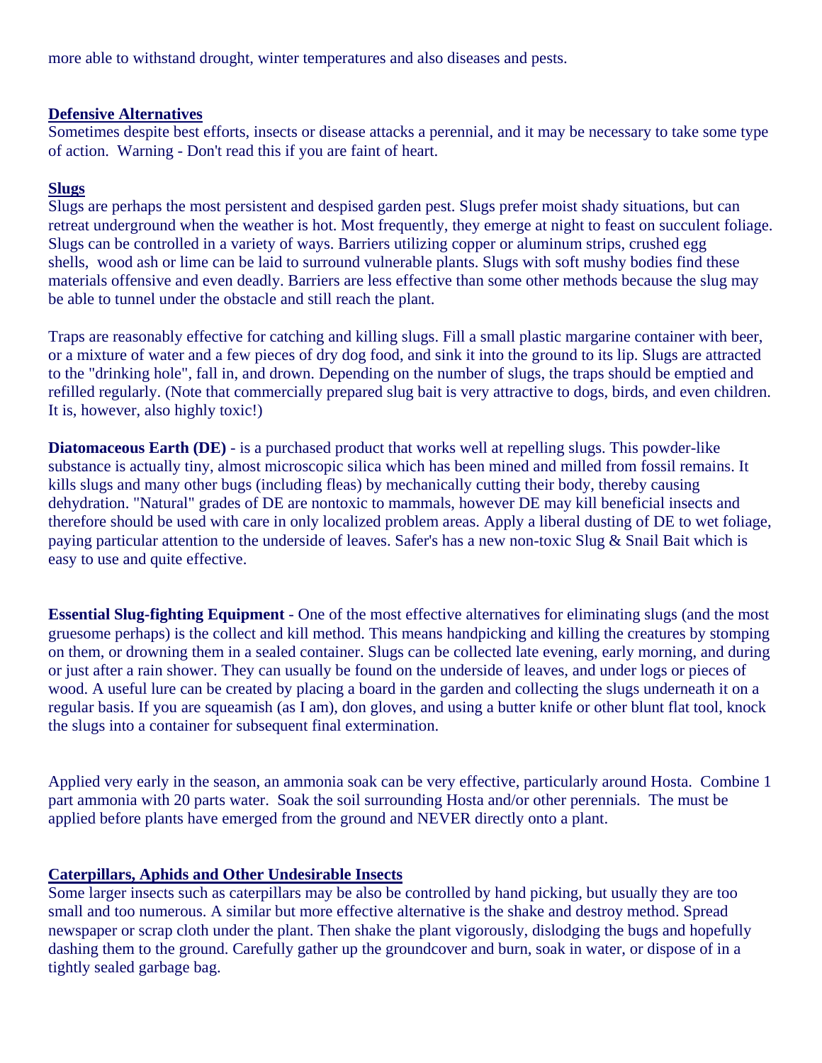more able to withstand drought, winter temperatures and also diseases and pests.

## Defensive Alternatives

Sometimes despite best efforts, insects or disease attacks a perennial, and it may be necessary to take some type of action. Warning - Don't read this if you are faint of heart.

### Slugs

Slugs are perhaps the most persistent and despised garden pest. Slugs prefer moist shady situations, but can retreat underground when the weather is hot. Most frequently, they emerge at night to feast on succulent foliage. Slugs can be controlled in a variety of ways. Barriers utilizing copper or aluminum strips, crushed egg shells, wood ash or lime can be laid to surround vulnerable plants. Slugs with soft mushy bodies find these materials offensive and even deadly. Barriers are less effective than some other methods because the slug may be able to tunnel under the obstacle and still reach the plant.

Traps are reasonably effective for catching and killing slugs. Fill a small plastic margarine container with beer, or a mixture of water and a few pieces of dry dog food, and sink it into the ground to its lip. Slugs are attracted to the "drinking hole", fall in, and drown. Depending on the number of slugs, the traps should be emptied and refilled regularly. (Note that commercially prepared slug bait is very attractive to dogs, birds, and even children. It is, however, also highly toxic!)

**Diatomaceous Earth (DE)** - is a purchased product that works well at repelling slugs. This powder-like substance is actually tiny, almost microscopic silica which has been mined and milled from fossil remains. It kills slugs and many other bugs (including fleas) by mechanically cutting their body, thereby causing dehydration. "Natural" grades of DE are nontoxic to mammals, however DE may kill beneficial insects and therefore should be used with care in only localized problem areas. Apply a liberal dusting of DE to wet foliage, paying particular attention to the underside of leaves. Safer's has a new non-toxic Slug & Snail Bait which is easy to use and quite effective.

**Essential Slug-fighting Equipment** - One of the most effective alternatives for eliminating slugs (and the most gruesome perhaps) is the collect and kill method. This means handpicking and killing the creatures by stomping on them, or drowning them in a sealed container. Slugs can be collected late evening, early morning, and during or just after a rain shower. They can usually be found on the underside of leaves, and under logs or pieces of wood. A useful lure can be created by placing a board in the garden and collecting the slugs underneath it on a regular basis. If you are squeamish (as I am), don gloves, and using a butter knife or other blunt flat tool, knock the slugs into a container for subsequent final extermination.

Applied very early in the season, an ammonia soak can be very effective, particularly around Hosta. Combine 1 part ammonia with 20 parts water. Soak the soil surrounding Hosta and/or other perennials. The must be applied before plants have emerged from the ground and NEVER directly onto a plant.

### Caterpillars, Aphids and Other Undesirable Insects

Some larger insects such as caterpillars may be also be controlled by hand picking, but usually they are too small and too numerous. A similar but more effective alternative is the shake and destroy method. Spread newspaper or scrap cloth under the plant. Then shake the plant vigorously, dislodging the bugs and hopefully dashing them to the ground. Carefully gather up the groundcover and burn, soak in water, or dispose of in a tightly sealed garbage bag.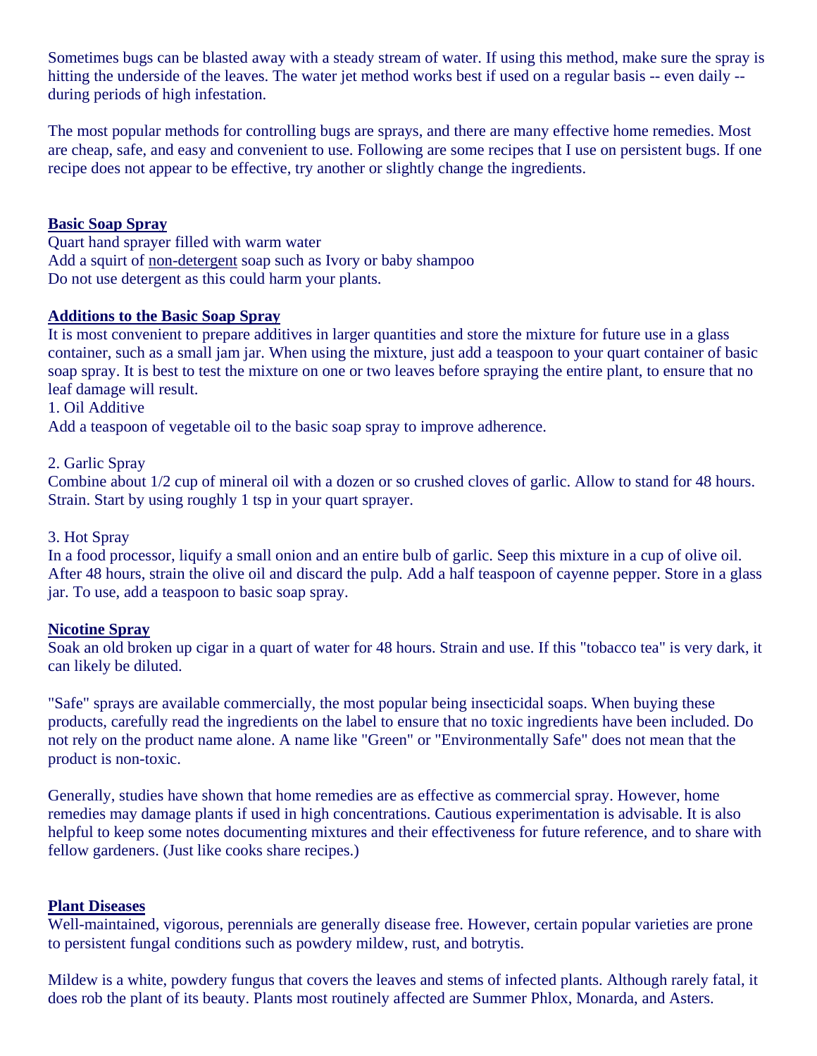Sometimes bugs can be blasted away with a steady stream of water. If using this method, make sure the spray is hitting the underside of the leaves. The water jet method works best if used on a regular basis -- even daily -- during periods of high infestation.

The most popular methods for controlling bugs are sprays, and there are many effective home remedies. Most are cheap, safe, and easy and convenient to use. Following are some recipes that I use on persistent bugs. If one recipe does not appear to be effective, try another or slightly change the ingredients.

## Basic Soap Spray

Quart hand sprayer filled with warm water
Add a squirt of non-detergent soap such as Ivory or baby shampoo
Do not use detergent as this could harm your plants.

## Additions to the Basic Soap Spray

It is most convenient to prepare additives in larger quantities and store the mixture for future use in a glass container, such as a small jam jar. When using the mixture, just add a teaspoon to your quart container of basic soap spray. It is best to test the mixture on one or two leaves before spraying the entire plant, to ensure that no leaf damage will result.

1. Oil Additive
Add a teaspoon of vegetable oil to the basic soap spray to improve adherence.

2. Garlic Spray
Combine about 1/2 cup of mineral oil with a dozen or so crushed cloves of garlic. Allow to stand for 48 hours. Strain. Start by using roughly 1 tsp in your quart sprayer.

3. Hot Spray
In a food processor, liquify a small onion and an entire bulb of garlic. Seep this mixture in a cup of olive oil. After 48 hours, strain the olive oil and discard the pulp. Add a half teaspoon of cayenne pepper. Store in a glass jar. To use, add a teaspoon to basic soap spray.

## Nicotine Spray

Soak an old broken up cigar in a quart of water for 48 hours. Strain and use. If this "tobacco tea" is very dark, it can likely be diluted.

"Safe" sprays are available commercially, the most popular being insecticidal soaps. When buying these products, carefully read the ingredients on the label to ensure that no toxic ingredients have been included. Do not rely on the product name alone. A name like "Green" or "Environmentally Safe" does not mean that the product is non-toxic.

Generally, studies have shown that home remedies are as effective as commercial spray. However, home remedies may damage plants if used in high concentrations. Cautious experimentation is advisable. It is also helpful to keep some notes documenting mixtures and their effectiveness for future reference, and to share with fellow gardeners. (Just like cooks share recipes.)

## Plant Diseases

Well-maintained, vigorous, perennials are generally disease free. However, certain popular varieties are prone to persistent fungal conditions such as powdery mildew, rust, and botrytis.

Mildew is a white, powdery fungus that covers the leaves and stems of infected plants. Although rarely fatal, it does rob the plant of its beauty. Plants most routinely affected are Summer Phlox, Monarda, and Asters.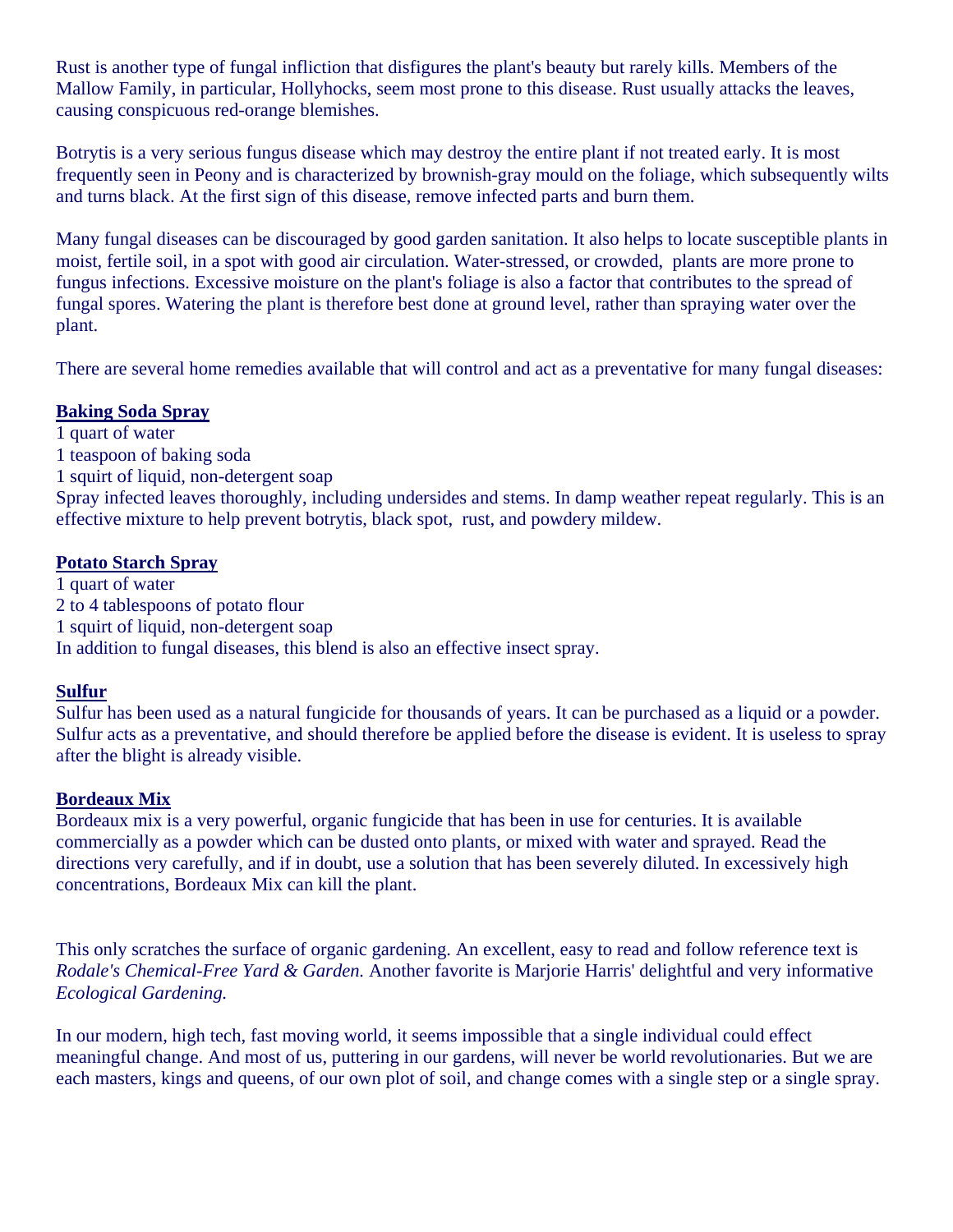Rust is another type of fungal infliction that disfigures the plant's beauty but rarely kills. Members of the Mallow Family, in particular, Hollyhocks, seem most prone to this disease. Rust usually attacks the leaves, causing conspicuous red-orange blemishes.

Botrytis is a very serious fungus disease which may destroy the entire plant if not treated early. It is most frequently seen in Peony and is characterized by brownish-gray mould on the foliage, which subsequently wilts and turns black. At the first sign of this disease, remove infected parts and burn them.

Many fungal diseases can be discouraged by good garden sanitation. It also helps to locate susceptible plants in moist, fertile soil, in a spot with good air circulation. Water-stressed, or crowded, plants are more prone to fungus infections. Excessive moisture on the plant's foliage is also a factor that contributes to the spread of fungal spores. Watering the plant is therefore best done at ground level, rather than spraying water over the plant.

There are several home remedies available that will control and act as a preventative for many fungal diseases:

**Baking Soda Spray**

1 quart of water
1 teaspoon of baking soda
1 squirt of liquid, non-detergent soap
Spray infected leaves thoroughly, including undersides and stems. In damp weather repeat regularly. This is an effective mixture to help prevent botrytis, black spot, rust, and powdery mildew.

**Potato Starch Spray**

1 quart of water
2 to 4 tablespoons of potato flour
1 squirt of liquid, non-detergent soap
In addition to fungal diseases, this blend is also an effective insect spray.

**Sulfur**

Sulfur has been used as a natural fungicide for thousands of years. It can be purchased as a liquid or a powder. Sulfur acts as a preventative, and should therefore be applied before the disease is evident. It is useless to spray after the blight is already visible.

**Bordeaux Mix**

Bordeaux mix is a very powerful, organic fungicide that has been in use for centuries. It is available commercially as a powder which can be dusted onto plants, or mixed with water and sprayed. Read the directions very carefully, and if in doubt, use a solution that has been severely diluted. In excessively high concentrations, Bordeaux Mix can kill the plant.

This only scratches the surface of organic gardening. An excellent, easy to read and follow reference text is *Rodale's Chemical-Free Yard & Garden.* Another favorite is Marjorie Harris' delightful and very informative *Ecological Gardening.*

In our modern, high tech, fast moving world, it seems impossible that a single individual could effect meaningful change. And most of us, puttering in our gardens, will never be world revolutionaries. But we are each masters, kings and queens, of our own plot of soil, and change comes with a single step or a single spray.